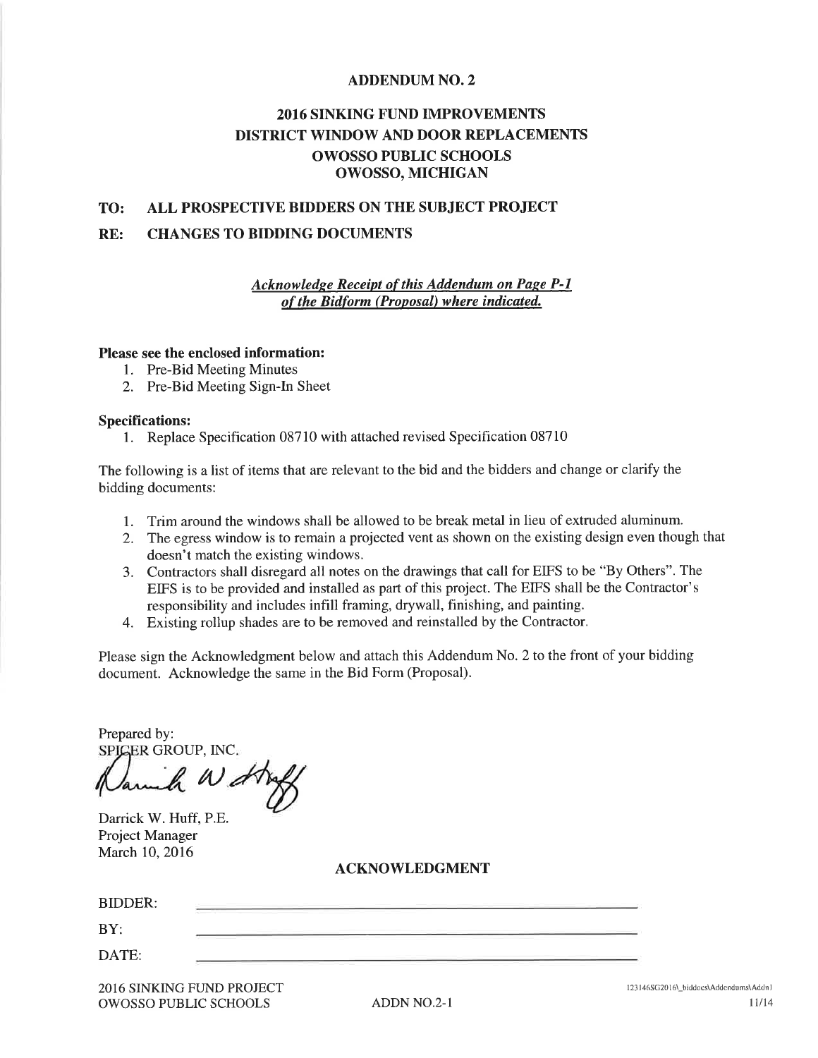# ADDENDUM NO. 2

## 2016 SINKING FUND IMPROVEMENTS
## DISTRICT WINDOW AND DOOR REPLACEMENTS
## OWOSSO PUBLIC SCHOOLS
## OWOSSO, MICHIGAN

**TO: ALL PROSPECTIVE BIDDERS ON THE SUBJECT PROJECT**

**RE: CHANGES TO BIDDING DOCUMENTS**

***Acknowledge Receipt of this Addendum on Page P-1 of the Bidform (Proposal) where indicated.***

**Please see the enclosed information:**

1. Pre-Bid Meeting Minutes
2. Pre-Bid Meeting Sign-In Sheet

**Specifications:**

1. Replace Specification 08710 with attached revised Specification 08710

The following is a list of items that are relevant to the bid and the bidders and change or clarify the bidding documents:

1. Trim around the windows shall be allowed to be break metal in lieu of extruded aluminum.
2. The egress window is to remain a projected vent as shown on the existing design even though that doesn't match the existing windows.
3. Contractors shall disregard all notes on the drawings that call for EIFS to be "By Others". The EIFS is to be provided and installed as part of this project. The EIFS shall be the Contractor's responsibility and includes infill framing, drywall, finishing, and painting.
4. Existing rollup shades are to be removed and reinstalled by the Contractor.

Please sign the Acknowledgment below and attach this Addendum No. 2 to the front of your bidding document. Acknowledge the same in the Bid Form (Proposal).

Prepared by:
SPICER GROUP, INC.

Darrick W. Huff, P.E.
Project Manager
March 10, 2016

### ACKNOWLEDGMENT

BIDDER: ______________________________

BY: ______________________________

DATE: ______________________________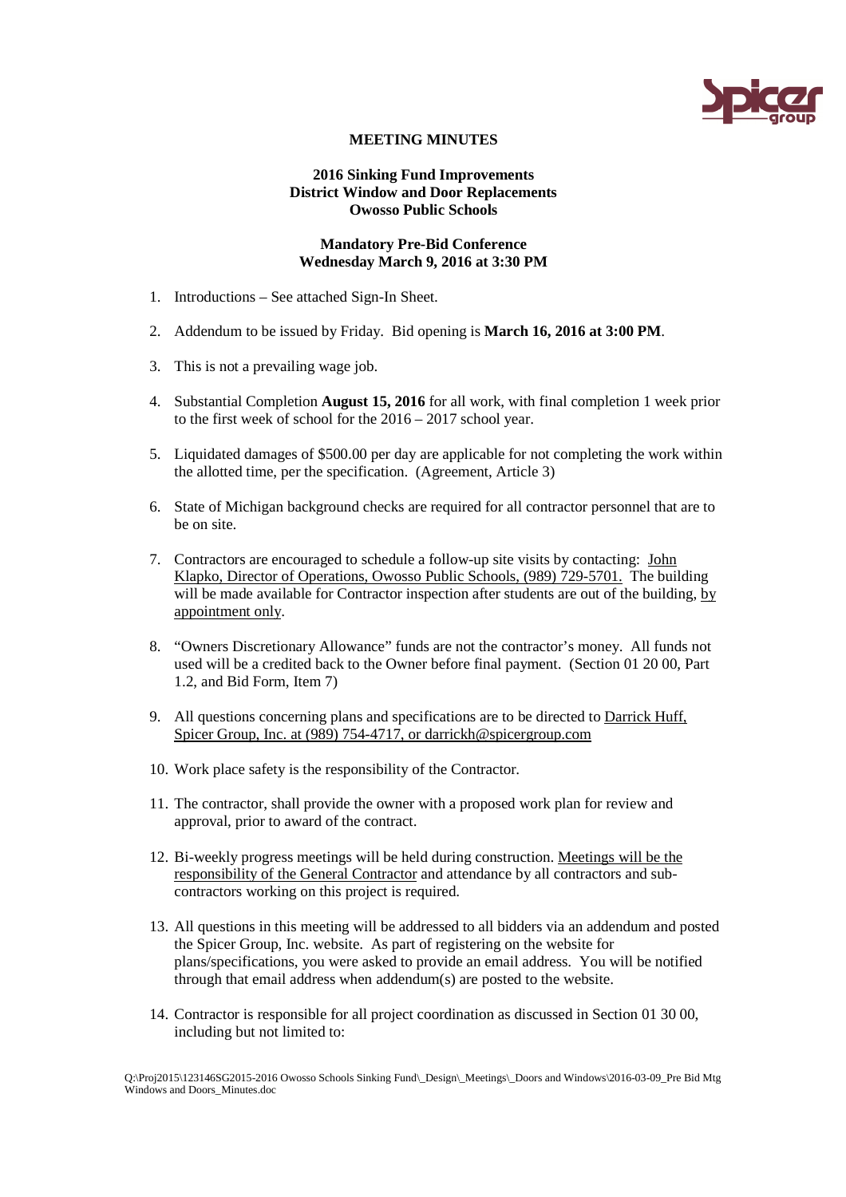**MEETING MINUTES**

**2016 Sinking Fund Improvements**
**District Window and Door Replacements**
**Owosso Public Schools**

**Mandatory Pre-Bid Conference**
**Wednesday March 9, 2016 at 3:30 PM**

1. Introductions – See attached Sign-In Sheet.

2. Addendum to be issued by Friday. Bid opening is **March 16, 2016 at 3:00 PM**.

3. This is not a prevailing wage job.

4. Substantial Completion **August 15, 2016** for all work, with final completion 1 week prior to the first week of school for the 2016 – 2017 school year.

5. Liquidated damages of $500.00 per day are applicable for not completing the work within the allotted time, per the specification. (Agreement, Article 3)

6. State of Michigan background checks are required for all contractor personnel that are to be on site.

7. Contractors are encouraged to schedule a follow-up site visits by contacting: John Klapko, Director of Operations, Owosso Public Schools, (989) 729-5701. The building will be made available for Contractor inspection after students are out of the building, by appointment only.

8. "Owners Discretionary Allowance" funds are not the contractor's money. All funds not used will be a credited back to the Owner before final payment. (Section 01 20 00, Part 1.2, and Bid Form, Item 7)

9. All questions concerning plans and specifications are to be directed to Darrick Huff, Spicer Group, Inc. at (989) 754-4717, or darrickh@spicergroup.com

10. Work place safety is the responsibility of the Contractor.

11. The contractor, shall provide the owner with a proposed work plan for review and approval, prior to award of the contract.

12. Bi-weekly progress meetings will be held during construction. Meetings will be the responsibility of the General Contractor and attendance by all contractors and sub-contractors working on this project is required.

13. All questions in this meeting will be addressed to all bidders via an addendum and posted the Spicer Group, Inc. website. As part of registering on the website for plans/specifications, you were asked to provide an email address. You will be notified through that email address when addendum(s) are posted to the website.

14. Contractor is responsible for all project coordination as discussed in Section 01 30 00, including but not limited to:

Q:\Proj2015\123146SG2015-2016 Owosso Schools Sinking Fund\_Design\_Meetings\_Doors and Windows\2016-03-09_Pre Bid Mtg Windows and Doors_Minutes.doc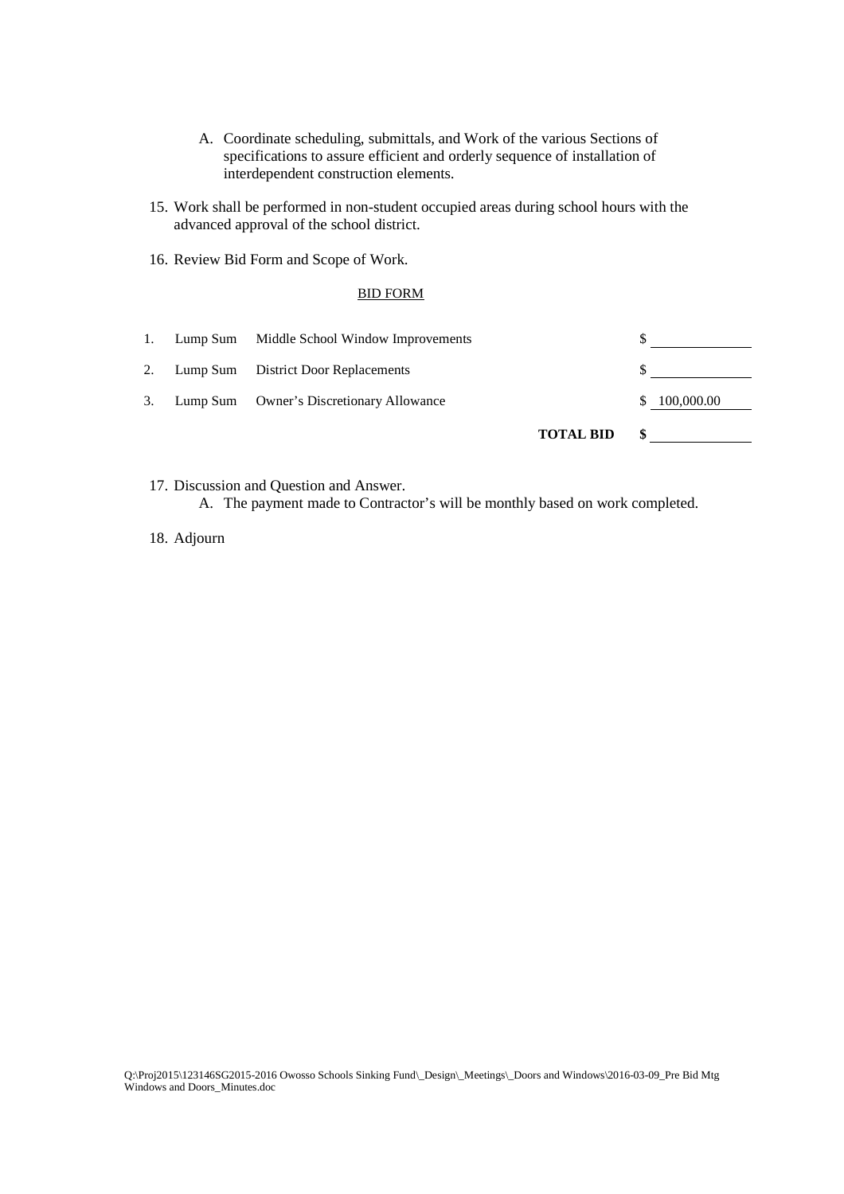A. Coordinate scheduling, submittals, and Work of the various Sections of specifications to assure efficient and orderly sequence of installation of interdependent construction elements.

15. Work shall be performed in non-student occupied areas during school hours with the advanced approval of the school district.

16. Review Bid Form and Scope of Work.

BID FORM

| | | | |
|---|---|---|---|
| 1. | Lump Sum | Middle School Window Improvements | $ ____________ |
| 2. | Lump Sum | District Door Replacements | $ ____________ |
| 3. | Lump Sum | Owner's Discretionary Allowance | $ 100,000.00 |
| | | **TOTAL BID** | **$** ____________ |

17. Discussion and Question and Answer.
   A. The payment made to Contractor's will be monthly based on work completed.

18. Adjourn

Q:\Proj2015\123146SG2015-2016 Owosso Schools Sinking Fund\_Design\_Meetings\_Doors and Windows\2016-03-09_Pre Bid Mtg Windows and Doors_Minutes.doc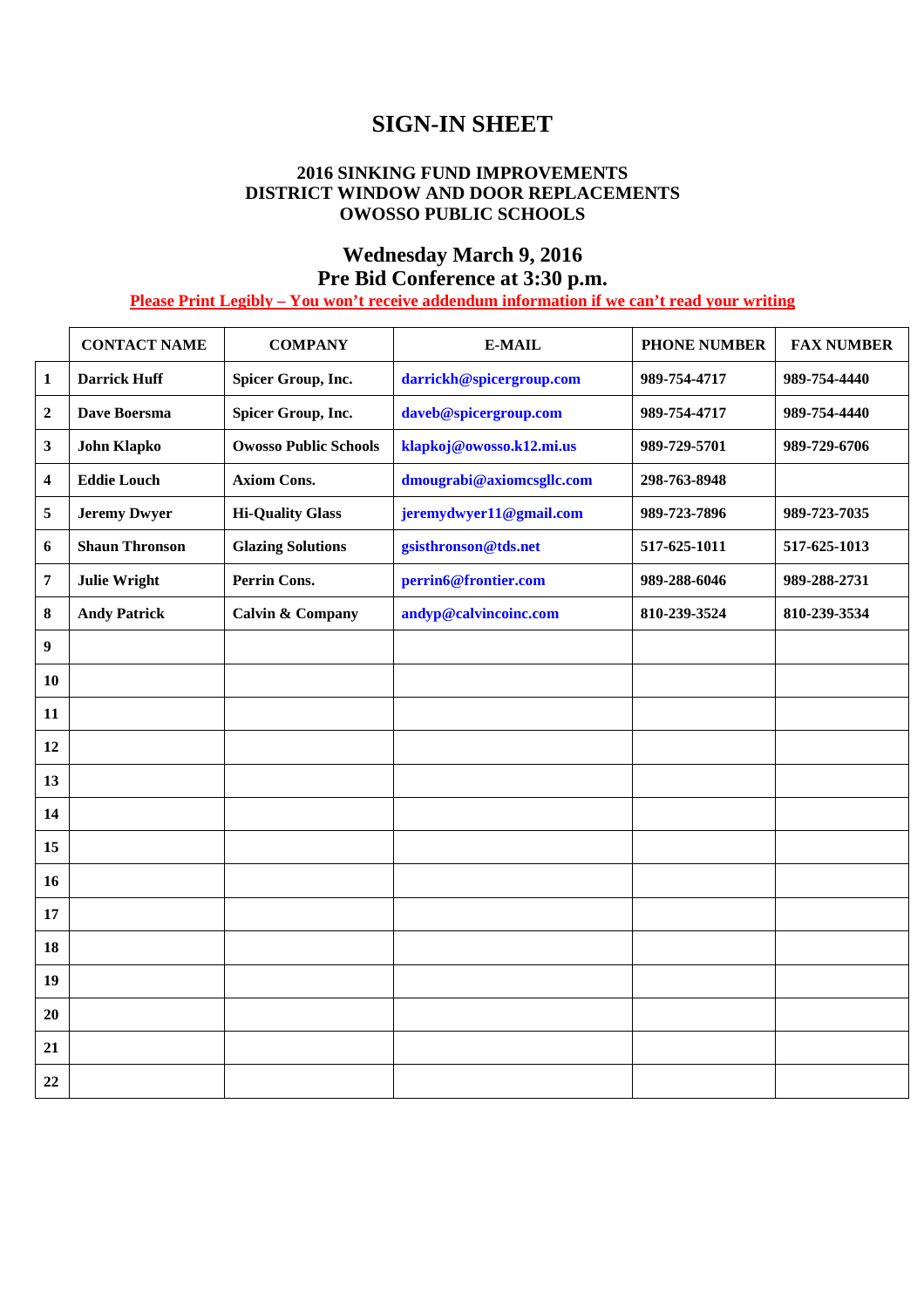# SIGN-IN SHEET

**2016 SINKING FUND IMPROVEMENTS**
**DISTRICT WINDOW AND DOOR REPLACEMENTS**
**OWOSSO PUBLIC SCHOOLS**

## Wednesday March 9, 2016
## Pre Bid Conference at 3:30 p.m.

**Please Print Legibly – You won't receive addendum information if we can't read your writing**

| | CONTACT NAME | COMPANY | E-MAIL | PHONE NUMBER | FAX NUMBER |
|---|---|---|---|---|---|
| 1 | Darrick Huff | Spicer Group, Inc. | darrickh@spicergroup.com | 989-754-4717 | 989-754-4440 |
| 2 | Dave Boersma | Spicer Group, Inc. | daveb@spicergroup.com | 989-754-4717 | 989-754-4440 |
| 3 | John Klapko | Owosso Public Schools | klapkoj@owosso.k12.mi.us | 989-729-5701 | 989-729-6706 |
| 4 | Eddie Louch | Axiom Cons. | dmougrabi@axiomcsgllc.com | 298-763-8948 | |
| 5 | Jeremy Dwyer | Hi-Quality Glass | jeremydwyer11@gmail.com | 989-723-7896 | 989-723-7035 |
| 6 | Shaun Thronson | Glazing Solutions | gsisthronson@tds.net | 517-625-1011 | 517-625-1013 |
| 7 | Julie Wright | Perrin Cons. | perrin6@frontier.com | 989-288-6046 | 989-288-2731 |
| 8 | Andy Patrick | Calvin & Company | andyp@calvincoinc.com | 810-239-3524 | 810-239-3534 |
| 9 | | | | | |
| 10 | | | | | |
| 11 | | | | | |
| 12 | | | | | |
| 13 | | | | | |
| 14 | | | | | |
| 15 | | | | | |
| 16 | | | | | |
| 17 | | | | | |
| 18 | | | | | |
| 19 | | | | | |
| 20 | | | | | |
| 21 | | | | | |
| 22 | | | | | |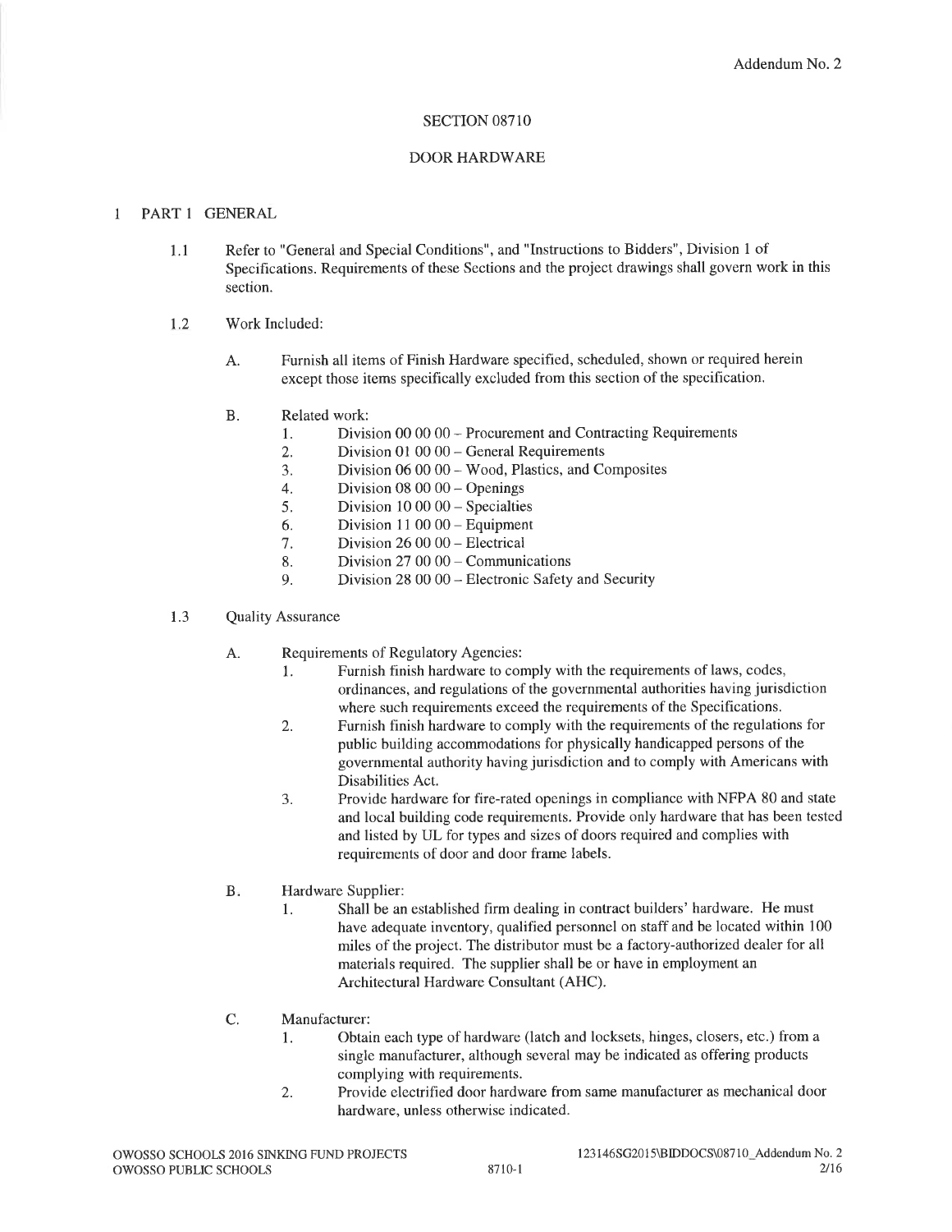Addendum No. 2

# SECTION 08710

# DOOR HARDWARE

## 1 PART 1 GENERAL

1.1 Refer to "General and Special Conditions", and "Instructions to Bidders", Division 1 of Specifications. Requirements of these Sections and the project drawings shall govern work in this section.

1.2 Work Included:

A. Furnish all items of Finish Hardware specified, scheduled, shown or required herein except those items specifically excluded from this section of the specification.

B. Related work:

1. Division 00 00 00 – Procurement and Contracting Requirements
2. Division 01 00 00 – General Requirements
3. Division 06 00 00 – Wood, Plastics, and Composites
4. Division 08 00 00 – Openings
5. Division 10 00 00 – Specialties
6. Division 11 00 00 – Equipment
7. Division 26 00 00 – Electrical
8. Division 27 00 00 – Communications
9. Division 28 00 00 – Electronic Safety and Security

1.3 Quality Assurance

A. Requirements of Regulatory Agencies:

1. Furnish finish hardware to comply with the requirements of laws, codes, ordinances, and regulations of the governmental authorities having jurisdiction where such requirements exceed the requirements of the Specifications.
2. Furnish finish hardware to comply with the requirements of the regulations for public building accommodations for physically handicapped persons of the governmental authority having jurisdiction and to comply with Americans with Disabilities Act.
3. Provide hardware for fire-rated openings in compliance with NFPA 80 and state and local building code requirements. Provide only hardware that has been tested and listed by UL for types and sizes of doors required and complies with requirements of door and door frame labels.

B. Hardware Supplier:

1. Shall be an established firm dealing in contract builders' hardware. He must have adequate inventory, qualified personnel on staff and be located within 100 miles of the project. The distributor must be a factory-authorized dealer for all materials required. The supplier shall be or have in employment an Architectural Hardware Consultant (AHC).

C. Manufacturer:

1. Obtain each type of hardware (latch and locksets, hinges, closers, etc.) from a single manufacturer, although several may be indicated as offering products complying with requirements.
2. Provide electrified door hardware from same manufacturer as mechanical door hardware, unless otherwise indicated.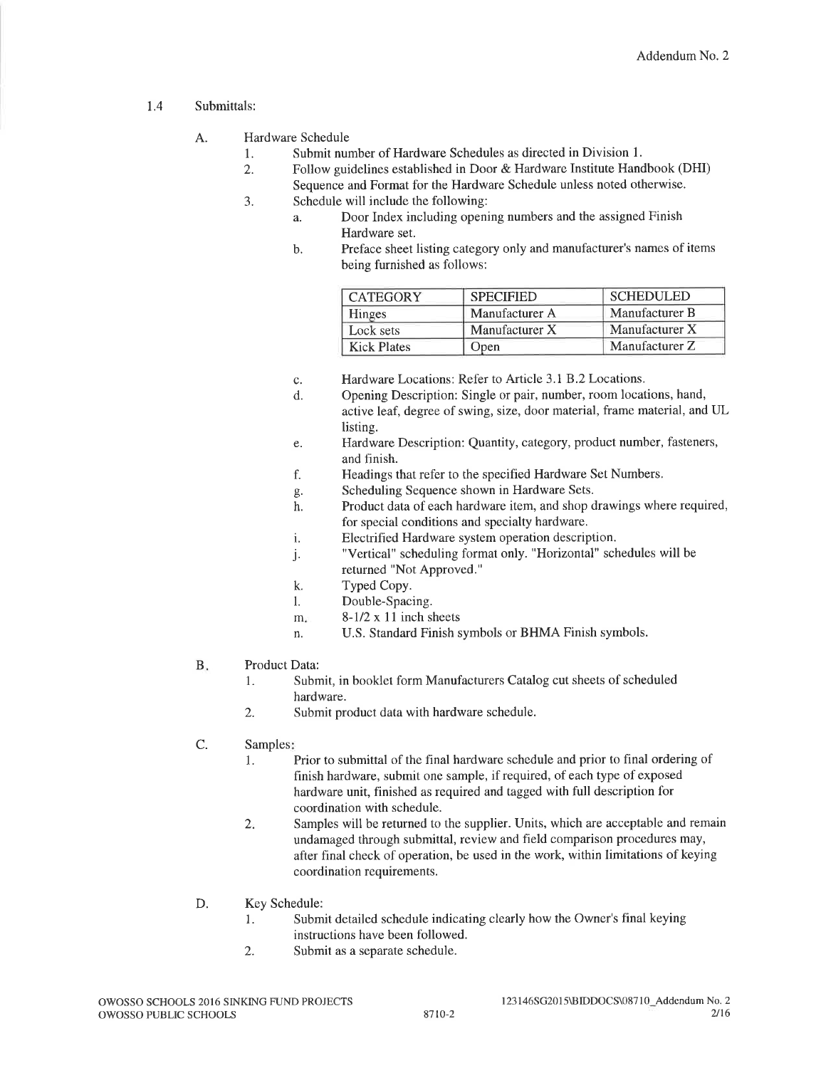1.4 Submittals:

A. Hardware Schedule
   1. Submit number of Hardware Schedules as directed in Division 1.
   2. Follow guidelines established in Door & Hardware Institute Handbook (DHI) Sequence and Format for the Hardware Schedule unless noted otherwise.
   3. Schedule will include the following:
      a. Door Index including opening numbers and the assigned Finish Hardware set.
      b. Preface sheet listing category only and manufacturer's names of items being furnished as follows:

| CATEGORY | SPECIFIED | SCHEDULED |
| --- | --- | --- |
| Hinges | Manufacturer A | Manufacturer B |
| Lock sets | Manufacturer X | Manufacturer X |
| Kick Plates | Open | Manufacturer Z |

      c. Hardware Locations: Refer to Article 3.1 B.2 Locations.
      d. Opening Description: Single or pair, number, room locations, hand, active leaf, degree of swing, size, door material, frame material, and UL listing.
      e. Hardware Description: Quantity, category, product number, fasteners, and finish.
      f. Headings that refer to the specified Hardware Set Numbers.
      g. Scheduling Sequence shown in Hardware Sets.
      h. Product data of each hardware item, and shop drawings where required, for special conditions and specialty hardware.
      i. Electrified Hardware system operation description.
      j. "Vertical" scheduling format only. "Horizontal" schedules will be returned "Not Approved."
      k. Typed Copy.
      l. Double-Spacing.
      m. 8-1/2 x 11 inch sheets
      n. U.S. Standard Finish symbols or BHMA Finish symbols.

B. Product Data:
   1. Submit, in booklet form Manufacturers Catalog cut sheets of scheduled hardware.
   2. Submit product data with hardware schedule.

C. Samples:
   1. Prior to submittal of the final hardware schedule and prior to final ordering of finish hardware, submit one sample, if required, of each type of exposed hardware unit, finished as required and tagged with full description for coordination with schedule.
   2. Samples will be returned to the supplier. Units, which are acceptable and remain undamaged through submittal, review and field comparison procedures may, after final check of operation, be used in the work, within limitations of keying coordination requirements.

D. Key Schedule:
   1. Submit detailed schedule indicating clearly how the Owner's final keying instructions have been followed.
   2. Submit as a separate schedule.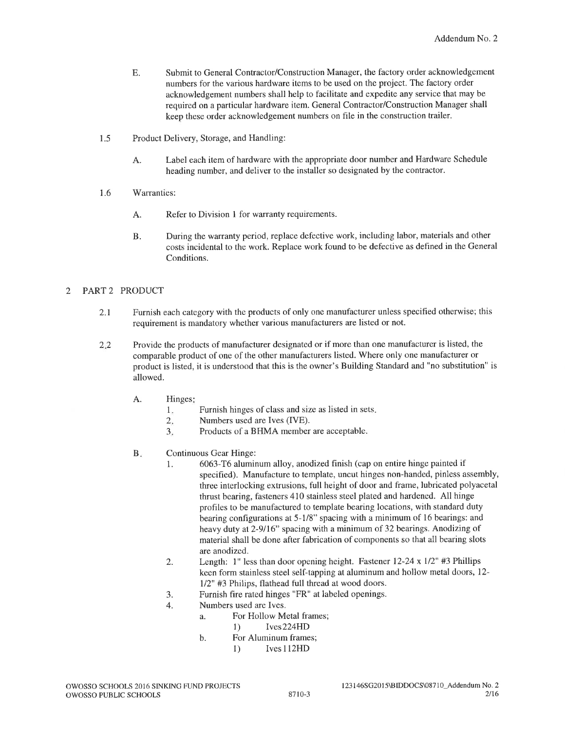E. Submit to General Contractor/Construction Manager, the factory order acknowledgement numbers for the various hardware items to be used on the project. The factory order acknowledgement numbers shall help to facilitate and expedite any service that may be required on a particular hardware item. General Contractor/Construction Manager shall keep these order acknowledgement numbers on file in the construction trailer.

1.5 Product Delivery, Storage, and Handling:

A. Label each item of hardware with the appropriate door number and Hardware Schedule heading number, and deliver to the installer so designated by the contractor.

1.6 Warranties:

A. Refer to Division 1 for warranty requirements.

B. During the warranty period, replace defective work, including labor, materials and other costs incidental to the work. Replace work found to be defective as defined in the General Conditions.

## 2 PART 2 PRODUCT

2.1 Furnish each category with the products of only one manufacturer unless specified otherwise; this requirement is mandatory whether various manufacturers are listed or not.

2.2 Provide the products of manufacturer designated or if more than one manufacturer is listed, the comparable product of one of the other manufacturers listed. Where only one manufacturer or product is listed, it is understood that this is the owner's Building Standard and "no substitution" is allowed.

A. Hinges:
  1. Furnish hinges of class and size as listed in sets.
  2. Numbers used are Ives (IVE).
  3. Products of a BHMA member are acceptable.

B. Continuous Gear Hinge:
  1. 6063-T6 aluminum alloy, anodized finish (cap on entire hinge painted if specified). Manufacture to template, uncut hinges non-handed, pinless assembly, three interlocking extrusions, full height of door and frame, lubricated polyacetal thrust bearing, fasteners 410 stainless steel plated and hardened. All hinge profiles to be manufactured to template bearing locations, with standard duty bearing configurations at 5-1/8" spacing with a minimum of 16 bearings: and heavy duty at 2-9/16" spacing with a minimum of 32 bearings. Anodizing of material shall be done after fabrication of components so that all bearing slots are anodized.
  2. Length: 1" less than door opening height. Fastener 12-24 x 1/2" #3 Phillips keen form stainless steel self-tapping at aluminum and hollow metal doors, 12-1/2" #3 Philips, flathead full thread at wood doors.
  3. Furnish fire rated hinges "FR" at labeled openings.
  4. Numbers used are Ives.
     a. For Hollow Metal frames;
        1) Ives224HD
     b. For Aluminum frames;
        1) Ives112HD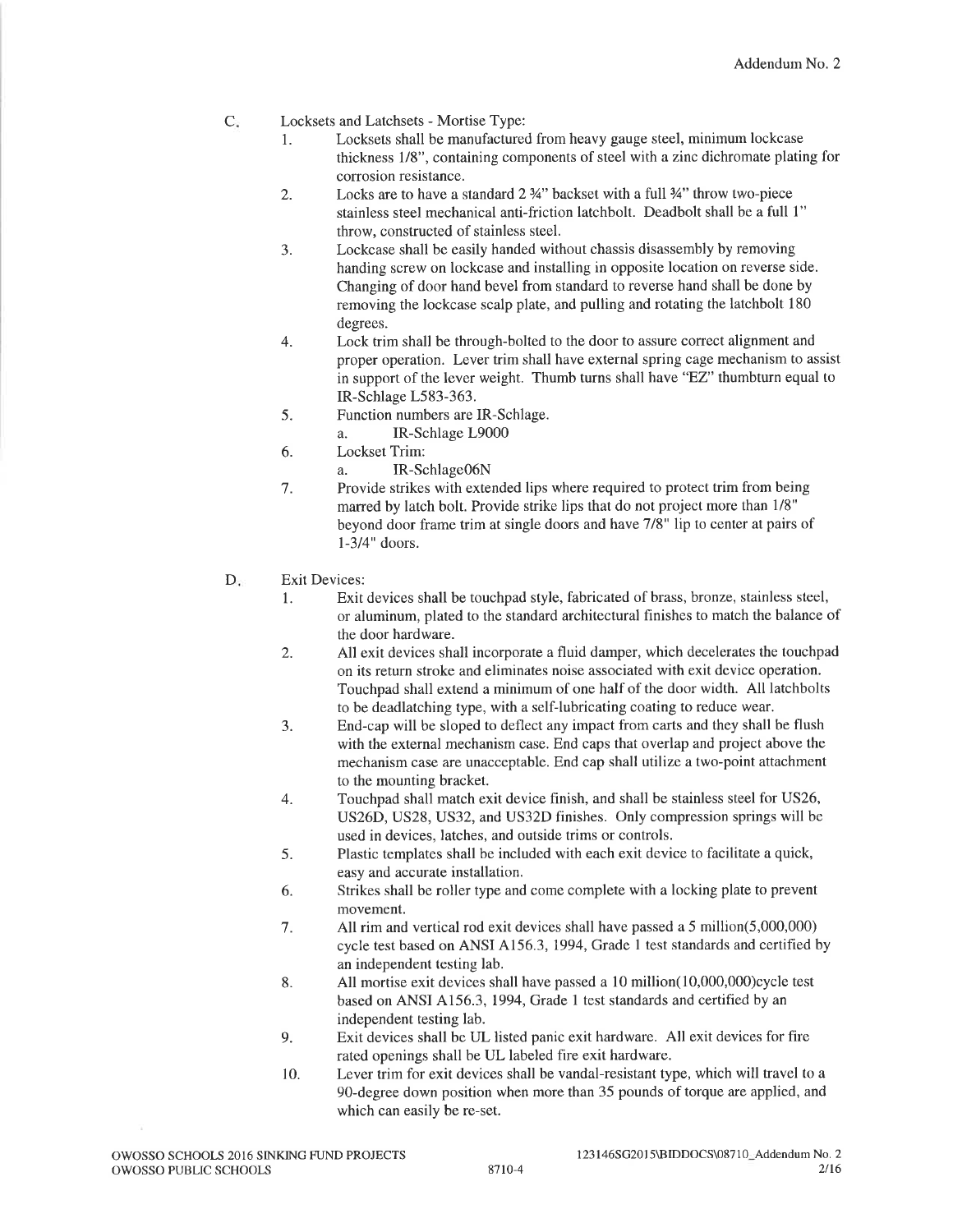C. Locksets and Latchsets - Mortise Type:

1. Locksets shall be manufactured from heavy gauge steel, minimum lockcase thickness 1/8", containing components of steel with a zinc dichromate plating for corrosion resistance.
2. Locks are to have a standard 2 ¾" backset with a full ¾" throw two-piece stainless steel mechanical anti-friction latchbolt. Deadbolt shall be a full 1" throw, constructed of stainless steel.
3. Lockcase shall be easily handed without chassis disassembly by removing handing screw on lockcase and installing in opposite location on reverse side. Changing of door hand bevel from standard to reverse hand shall be done by removing the lockcase scalp plate, and pulling and rotating the latchbolt 180 degrees.
4. Lock trim shall be through-bolted to the door to assure correct alignment and proper operation. Lever trim shall have external spring cage mechanism to assist in support of the lever weight. Thumb turns shall have "EZ" thumbturn equal to IR-Schlage L583-363.
5. Function numbers are IR-Schlage.
   a. IR-Schlage L9000
6. Lockset Trim:
   a. IR-Schlage06N
7. Provide strikes with extended lips where required to protect trim from being marred by latch bolt. Provide strike lips that do not project more than 1/8" beyond door frame trim at single doors and have 7/8" lip to center at pairs of 1-3/4" doors.

D. Exit Devices:

1. Exit devices shall be touchpad style, fabricated of brass, bronze, stainless steel, or aluminum, plated to the standard architectural finishes to match the balance of the door hardware.
2. All exit devices shall incorporate a fluid damper, which decelerates the touchpad on its return stroke and eliminates noise associated with exit device operation. Touchpad shall extend a minimum of one half of the door width. All latchbolts to be deadlatching type, with a self-lubricating coating to reduce wear.
3. End-cap will be sloped to deflect any impact from carts and they shall be flush with the external mechanism case. End caps that overlap and project above the mechanism case are unacceptable. End cap shall utilize a two-point attachment to the mounting bracket.
4. Touchpad shall match exit device finish, and shall be stainless steel for US26, US26D, US28, US32, and US32D finishes. Only compression springs will be used in devices, latches, and outside trims or controls.
5. Plastic templates shall be included with each exit device to facilitate a quick, easy and accurate installation.
6. Strikes shall be roller type and come complete with a locking plate to prevent movement.
7. All rim and vertical rod exit devices shall have passed a 5 million(5,000,000) cycle test based on ANSI A156.3, 1994, Grade 1 test standards and certified by an independent testing lab.
8. All mortise exit devices shall have passed a 10 million(10,000,000)cycle test based on ANSI A156.3, 1994, Grade 1 test standards and certified by an independent testing lab.
9. Exit devices shall be UL listed panic exit hardware. All exit devices for fire rated openings shall be UL labeled fire exit hardware.
10. Lever trim for exit devices shall be vandal-resistant type, which will travel to a 90-degree down position when more than 35 pounds of torque are applied, and which can easily be re-set.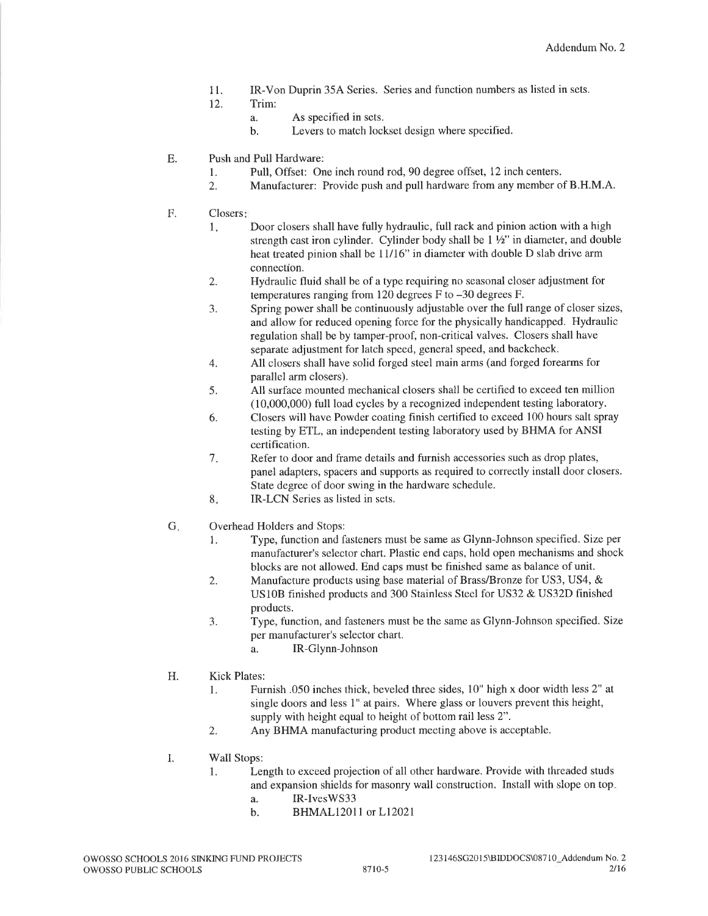11. IR-Von Duprin 35A Series. Series and function numbers as listed in sets.
12. Trim:
    a. As specified in sets.
    b. Levers to match lockset design where specified.

E. Push and Pull Hardware:
   1. Pull, Offset: One inch round rod, 90 degree offset, 12 inch centers.
   2. Manufacturer: Provide push and pull hardware from any member of B.H.M.A.

F. Closers:
   1. Door closers shall have fully hydraulic, full rack and pinion action with a high strength cast iron cylinder. Cylinder body shall be 1 ½" in diameter, and double heat treated pinion shall be 11/16" in diameter with double D slab drive arm connection.
   2. Hydraulic fluid shall be of a type requiring no seasonal closer adjustment for temperatures ranging from 120 degrees F to –30 degrees F.
   3. Spring power shall be continuously adjustable over the full range of closer sizes, and allow for reduced opening force for the physically handicapped. Hydraulic regulation shall be by tamper-proof, non-critical valves. Closers shall have separate adjustment for latch speed, general speed, and backcheck.
   4. All closers shall have solid forged steel main arms (and forged forearms for parallel arm closers).
   5. All surface mounted mechanical closers shall be certified to exceed ten million (10,000,000) full load cycles by a recognized independent testing laboratory.
   6. Closers will have Powder coating finish certified to exceed 100 hours salt spray testing by ETL, an independent testing laboratory used by BHMA for ANSI certification.
   7. Refer to door and frame details and furnish accessories such as drop plates, panel adapters, spacers and supports as required to correctly install door closers. State degree of door swing in the hardware schedule.
   8. IR-LCN Series as listed in sets.

G. Overhead Holders and Stops:
   1. Type, function and fasteners must be same as Glynn-Johnson specified. Size per manufacturer's selector chart. Plastic end caps, hold open mechanisms and shock blocks are not allowed. End caps must be finished same as balance of unit.
   2. Manufacture products using base material of Brass/Bronze for US3, US4, & US10B finished products and 300 Stainless Steel for US32 & US32D finished products.
   3. Type, function, and fasteners must be the same as Glynn-Johnson specified. Size per manufacturer's selector chart.
      a. IR-Glynn-Johnson

H. Kick Plates:
   1. Furnish .050 inches thick, beveled three sides, 10" high x door width less 2" at single doors and less 1" at pairs. Where glass or louvers prevent this height, supply with height equal to height of bottom rail less 2".
   2. Any BHMA manufacturing product meeting above is acceptable.

I. Wall Stops:
   1. Length to exceed projection of all other hardware. Provide with threaded studs and expansion shields for masonry wall construction. Install with slope on top.
      a. IR-IvesWS33
      b. BHMAL12011 or L12021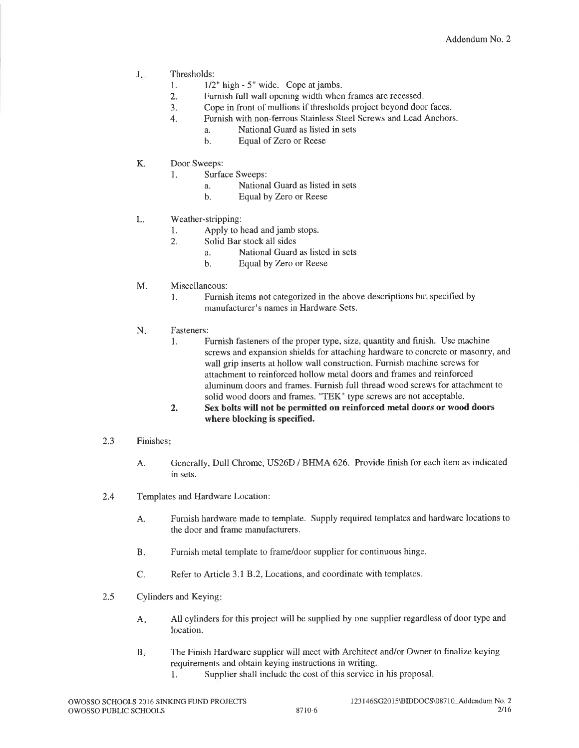J. Thresholds:
   1. 1/2" high - 5" wide. Cope at jambs.
   2. Furnish full wall opening width when frames are recessed.
   3. Cope in front of mullions if thresholds project beyond door faces.
   4. Furnish with non-ferrous Stainless Steel Screws and Lead Anchors.
      a. National Guard as listed in sets
      b. Equal of Zero or Reese

K. Door Sweeps:
   1. Surface Sweeps:
      a. National Guard as listed in sets
      b. Equal by Zero or Reese

L. Weather-stripping:
   1. Apply to head and jamb stops.
   2. Solid Bar stock all sides
      a. National Guard as listed in sets
      b. Equal by Zero or Reese

M. Miscellaneous:
   1. Furnish items not categorized in the above descriptions but specified by manufacturer's names in Hardware Sets.

N. Fasteners:
   1. Furnish fasteners of the proper type, size, quantity and finish. Use machine screws and expansion shields for attaching hardware to concrete or masonry, and wall grip inserts at hollow wall construction. Furnish machine screws for attachment to reinforced hollow metal doors and frames and reinforced aluminum doors and frames. Furnish full thread wood screws for attachment to solid wood doors and frames. "TEK" type screws are not acceptable.
   2. **Sex bolts will not be permitted on reinforced metal doors or wood doors where blocking is specified.**

2.3 Finishes:

A. Generally, Dull Chrome, US26D / BHMA 626. Provide finish for each item as indicated in sets.

2.4 Templates and Hardware Location:

A. Furnish hardware made to template. Supply required templates and hardware locations to the door and frame manufacturers.

B. Furnish metal template to frame/door supplier for continuous hinge.

C. Refer to Article 3.1 B.2, Locations, and coordinate with templates.

2.5 Cylinders and Keying:

A. All cylinders for this project will be supplied by one supplier regardless of door type and location.

B. The Finish Hardware supplier will meet with Architect and/or Owner to finalize keying requirements and obtain keying instructions in writing.
   1. Supplier shall include the cost of this service in his proposal.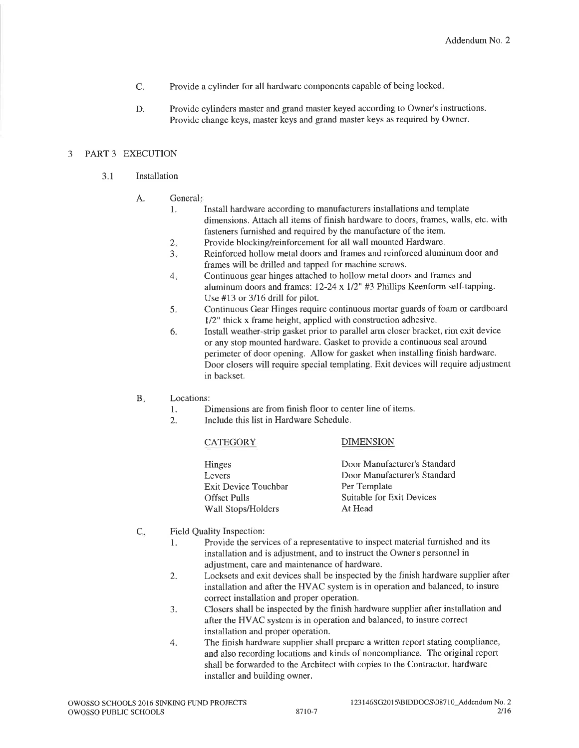C. Provide a cylinder for all hardware components capable of being locked.

D. Provide cylinders master and grand master keyed according to Owner's instructions. Provide change keys, master keys and grand master keys as required by Owner.

## 3 PART 3 EXECUTION

### 3.1 Installation

A. General:

1. Install hardware according to manufacturers installations and template dimensions. Attach all items of finish hardware to doors, frames, walls, etc. with fasteners furnished and required by the manufacture of the item.
2. Provide blocking/reinforcement for all wall mounted Hardware.
3. Reinforced hollow metal doors and frames and reinforced aluminum door and frames will be drilled and tapped for machine screws.
4. Continuous gear hinges attached to hollow metal doors and frames and aluminum doors and frames: 12-24 x 1/2" #3 Phillips Keenform self-tapping. Use #13 or 3/16 drill for pilot.
5. Continuous Gear Hinges require continuous mortar guards of foam or cardboard 1/2" thick x frame height, applied with construction adhesive.
6. Install weather-strip gasket prior to parallel arm closer bracket, rim exit device or any stop mounted hardware. Gasket to provide a continuous seal around perimeter of door opening. Allow for gasket when installing finish hardware. Door closers will require special templating. Exit devices will require adjustment in backset.

B. Locations:

1. Dimensions are from finish floor to center line of items.
2. Include this list in Hardware Schedule.

| CATEGORY | DIMENSION |
|---|---|
| Hinges | Door Manufacturer's Standard |
| Levers | Door Manufacturer's Standard |
| Exit Device Touchbar | Per Template |
| Offset Pulls | Suitable for Exit Devices |
| Wall Stops/Holders | At Head |

C. Field Quality Inspection:

1. Provide the services of a representative to inspect material furnished and its installation and is adjustment, and to instruct the Owner's personnel in adjustment, care and maintenance of hardware.
2. Locksets and exit devices shall be inspected by the finish hardware supplier after installation and after the HVAC system is in operation and balanced, to insure correct installation and proper operation.
3. Closers shall be inspected by the finish hardware supplier after installation and after the HVAC system is in operation and balanced, to insure correct installation and proper operation.
4. The finish hardware supplier shall prepare a written report stating compliance, and also recording locations and kinds of noncompliance. The original report shall be forwarded to the Architect with copies to the Contractor, hardware installer and building owner.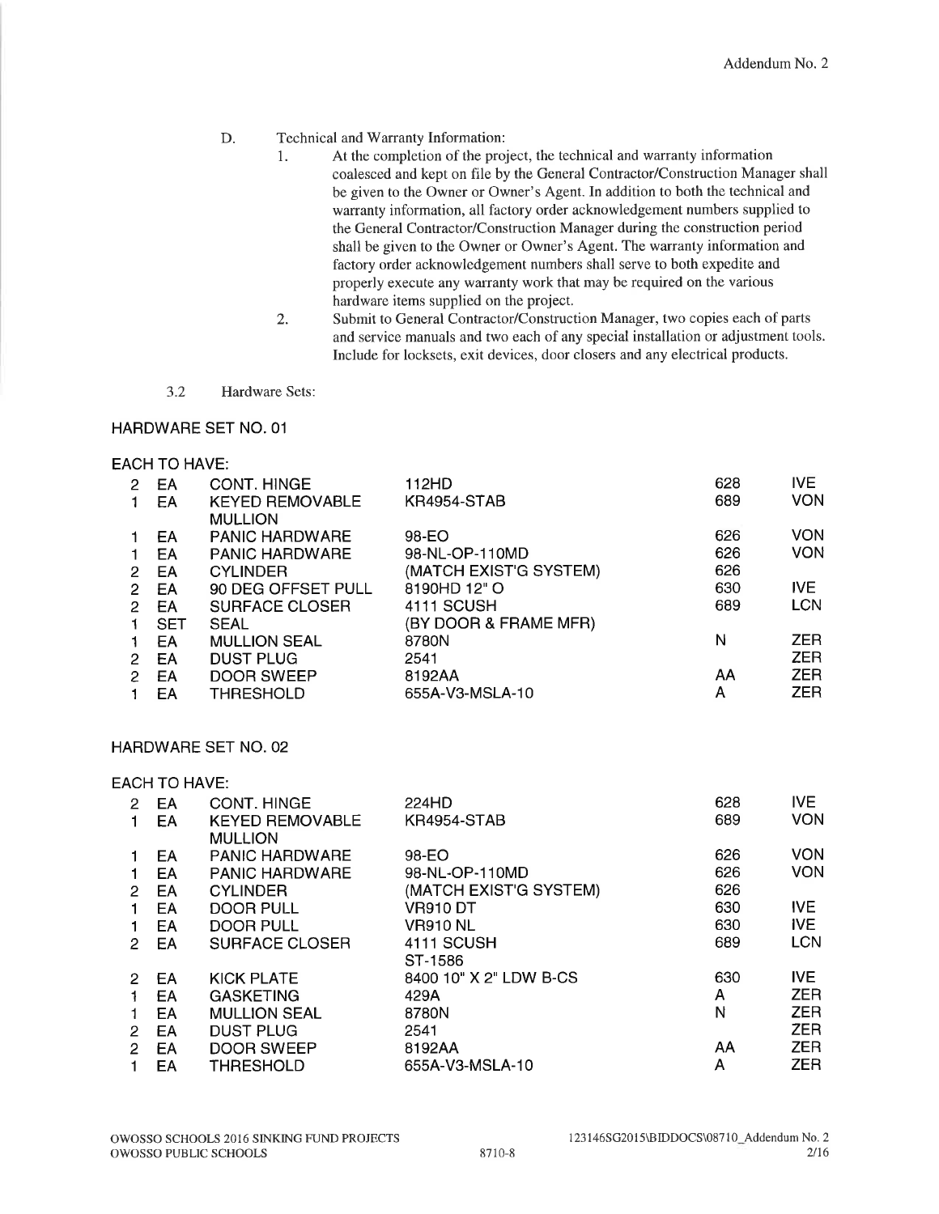D. Technical and Warranty Information:

1. At the completion of the project, the technical and warranty information coalesced and kept on file by the General Contractor/Construction Manager shall be given to the Owner or Owner's Agent. In addition to both the technical and warranty information, all factory order acknowledgement numbers supplied to the General Contractor/Construction Manager during the construction period shall be given to the Owner or Owner's Agent. The warranty information and factory order acknowledgement numbers shall serve to both expedite and properly execute any warranty work that may be required on the various hardware items supplied on the project.
2. Submit to General Contractor/Construction Manager, two copies each of parts and service manuals and two each of any special installation or adjustment tools. Include for locksets, exit devices, door closers and any electrical products.

3.2 Hardware Sets:

HARDWARE SET NO. 01

EACH TO HAVE:

| Qty | Unit | Description | Model | Finish | Mfr |
|---|---|---|---|---|---|
| 2 | EA | CONT. HINGE | 112HD | 628 | IVE |
| 1 | EA | KEYED REMOVABLE MULLION | KR4954-STAB | 689 | VON |
| 1 | EA | PANIC HARDWARE | 98-EO | 626 | VON |
| 1 | EA | PANIC HARDWARE | 98-NL-OP-110MD | 626 | VON |
| 2 | EA | CYLINDER | (MATCH EXIST'G SYSTEM) | 626 | |
| 2 | EA | 90 DEG OFFSET PULL | 8190HD 12" O | 630 | IVE |
| 2 | EA | SURFACE CLOSER | 4111 SCUSH | 689 | LCN |
| 1 | SET | SEAL | (BY DOOR & FRAME MFR) | | |
| 1 | EA | MULLION SEAL | 8780N | N | ZER |
| 2 | EA | DUST PLUG | 2541 | | ZER |
| 2 | EA | DOOR SWEEP | 8192AA | AA | ZER |
| 1 | EA | THRESHOLD | 655A-V3-MSLA-10 | A | ZER |

HARDWARE SET NO. 02

EACH TO HAVE:

| Qty | Unit | Description | Model | Finish | Mfr |
|---|---|---|---|---|---|
| 2 | EA | CONT. HINGE | 224HD | 628 | IVE |
| 1 | EA | KEYED REMOVABLE MULLION | KR4954-STAB | 689 | VON |
| 1 | EA | PANIC HARDWARE | 98-EO | 626 | VON |
| 1 | EA | PANIC HARDWARE | 98-NL-OP-110MD | 626 | VON |
| 2 | EA | CYLINDER | (MATCH EXIST'G SYSTEM) | 626 | |
| 1 | EA | DOOR PULL | VR910 DT | 630 | IVE |
| 1 | EA | DOOR PULL | VR910 NL | 630 | IVE |
| 2 | EA | SURFACE CLOSER | 4111 SCUSH ST-1586 | 689 | LCN |
| 2 | EA | KICK PLATE | 8400 10" X 2" LDW B-CS | 630 | IVE |
| 1 | EA | GASKETING | 429A | A | ZER |
| 1 | EA | MULLION SEAL | 8780N | N | ZER |
| 2 | EA | DUST PLUG | 2541 | | ZER |
| 2 | EA | DOOR SWEEP | 8192AA | AA | ZER |
| 1 | EA | THRESHOLD | 655A-V3-MSLA-10 | A | ZER |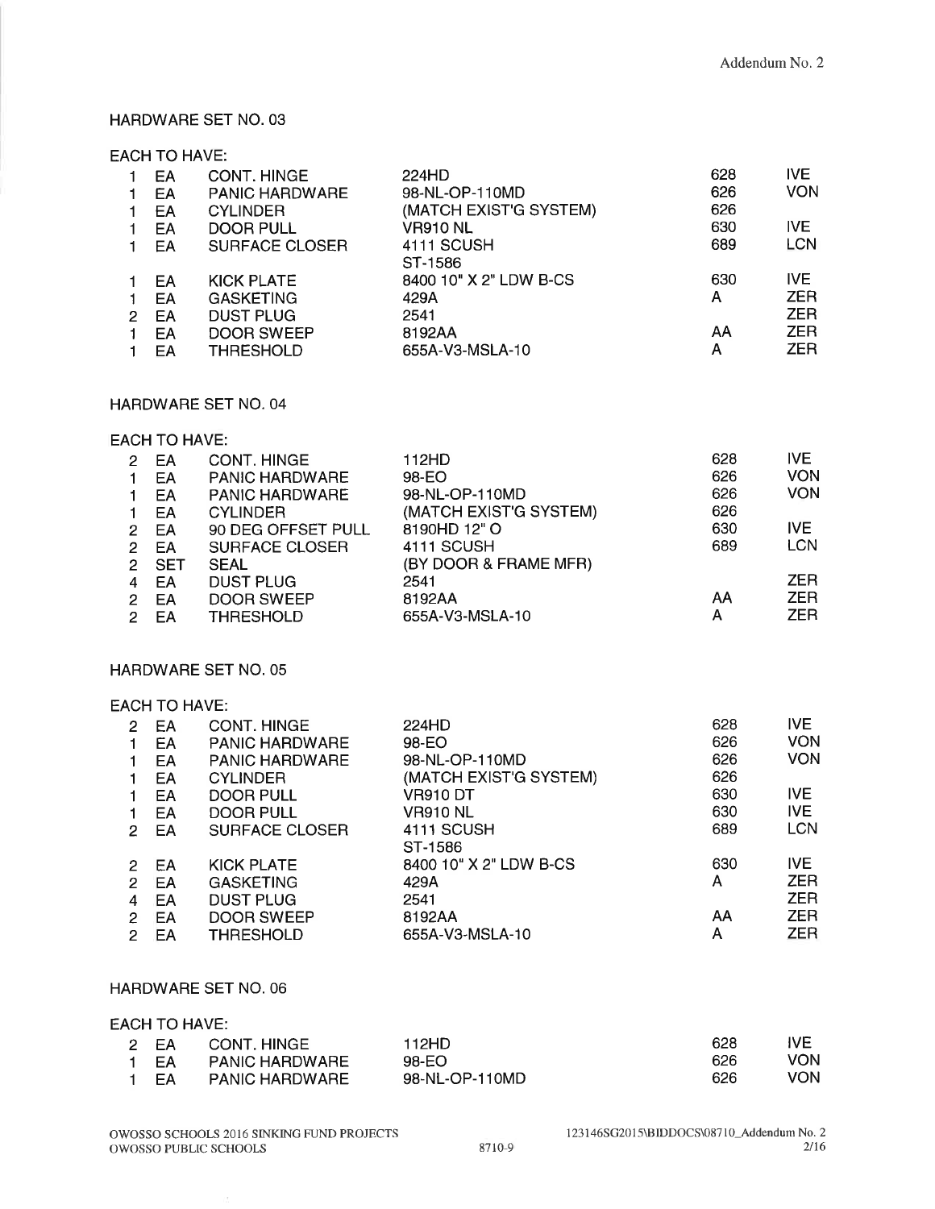Addendum No. 2

HARDWARE SET NO. 03

EACH TO HAVE:

| Qty | Unit | Item | Description | Finish | Mfr |
|---|---|---|---|---|---|
| 1 | EA | CONT. HINGE | 224HD | 628 | IVE |
| 1 | EA | PANIC HARDWARE | 98-NL-OP-110MD | 626 | VON |
| 1 | EA | CYLINDER | (MATCH EXIST'G SYSTEM) | 626 | |
| 1 | EA | DOOR PULL | VR910 NL | 630 | IVE |
| 1 | EA | SURFACE CLOSER | 4111 SCUSH<br>ST-1586 | 689 | LCN |
| 1 | EA | KICK PLATE | 8400 10" X 2" LDW B-CS | 630 | IVE |
| 1 | EA | GASKETING | 429A | A | ZER |
| 2 | EA | DUST PLUG | 2541 | | ZER |
| 1 | EA | DOOR SWEEP | 8192AA | AA | ZER |
| 1 | EA | THRESHOLD | 655A-V3-MSLA-10 | A | ZER |

HARDWARE SET NO. 04

EACH TO HAVE:

| Qty | Unit | Item | Description | Finish | Mfr |
|---|---|---|---|---|---|
| 2 | EA | CONT. HINGE | 112HD | 628 | IVE |
| 1 | EA | PANIC HARDWARE | 98-EO | 626 | VON |
| 1 | EA | PANIC HARDWARE | 98-NL-OP-110MD | 626 | VON |
| 1 | EA | CYLINDER | (MATCH EXIST'G SYSTEM) | 626 | |
| 2 | EA | 90 DEG OFFSET PULL | 8190HD 12" O | 630 | IVE |
| 2 | EA | SURFACE CLOSER | 4111 SCUSH | 689 | LCN |
| 2 | SET | SEAL | (BY DOOR & FRAME MFR) | | |
| 4 | EA | DUST PLUG | 2541 | | ZER |
| 2 | EA | DOOR SWEEP | 8192AA | AA | ZER |
| 2 | EA | THRESHOLD | 655A-V3-MSLA-10 | A | ZER |

HARDWARE SET NO. 05

EACH TO HAVE:

| Qty | Unit | Item | Description | Finish | Mfr |
|---|---|---|---|---|---|
| 2 | EA | CONT. HINGE | 224HD | 628 | IVE |
| 1 | EA | PANIC HARDWARE | 98-EO | 626 | VON |
| 1 | EA | PANIC HARDWARE | 98-NL-OP-110MD | 626 | VON |
| 1 | EA | CYLINDER | (MATCH EXIST'G SYSTEM) | 626 | |
| 1 | EA | DOOR PULL | VR910 DT | 630 | IVE |
| 1 | EA | DOOR PULL | VR910 NL | 630 | IVE |
| 2 | EA | SURFACE CLOSER | 4111 SCUSH<br>ST-1586 | 689 | LCN |
| 2 | EA | KICK PLATE | 8400 10" X 2" LDW B-CS | 630 | IVE |
| 2 | EA | GASKETING | 429A | A | ZER |
| 4 | EA | DUST PLUG | 2541 | | ZER |
| 2 | EA | DOOR SWEEP | 8192AA | AA | ZER |
| 2 | EA | THRESHOLD | 655A-V3-MSLA-10 | A | ZER |

HARDWARE SET NO. 06

EACH TO HAVE:

| Qty | Unit | Item | Description | Finish | Mfr |
|---|---|---|---|---|---|
| 2 | EA | CONT. HINGE | 112HD | 628 | IVE |
| 1 | EA | PANIC HARDWARE | 98-EO | 626 | VON |
| 1 | EA | PANIC HARDWARE | 98-NL-OP-110MD | 626 | VON |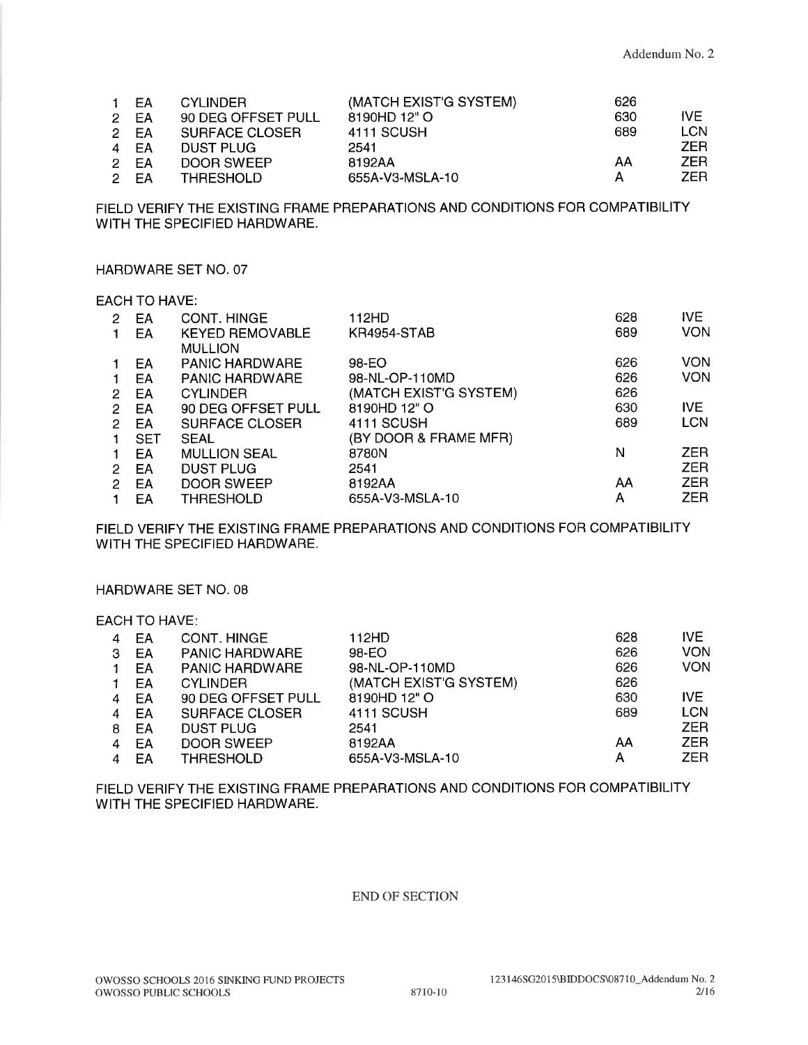| | | | | | |
|---|---|---|---|---|---|
| 1 | EA | CYLINDER | (MATCH EXIST'G SYSTEM) | 626 | |
| 2 | EA | 90 DEG OFFSET PULL | 8190HD 12" O | 630 | IVE |
| 2 | EA | SURFACE CLOSER | 4111 SCUSH | 689 | LCN |
| 4 | EA | DUST PLUG | 2541 | | ZER |
| 2 | EA | DOOR SWEEP | 8192AA | AA | ZER |
| 2 | EA | THRESHOLD | 655A-V3-MSLA-10 | A | ZER |

FIELD VERIFY THE EXISTING FRAME PREPARATIONS AND CONDITIONS FOR COMPATIBILITY WITH THE SPECIFIED HARDWARE.

HARDWARE SET NO. 07

EACH TO HAVE:

| | | | | | |
|---|---|---|---|---|---|
| 2 | EA | CONT. HINGE | 112HD | 628 | IVE |
| 1 | EA | KEYED REMOVABLE MULLION | KR4954-STAB | 689 | VON |
| 1 | EA | PANIC HARDWARE | 98-EO | 626 | VON |
| 1 | EA | PANIC HARDWARE | 98-NL-OP-110MD | 626 | VON |
| 2 | EA | CYLINDER | (MATCH EXIST'G SYSTEM) | 626 | |
| 2 | EA | 90 DEG OFFSET PULL | 8190HD 12" O | 630 | IVE |
| 2 | EA | SURFACE CLOSER | 4111 SCUSH | 689 | LCN |
| 1 | SET | SEAL | (BY DOOR & FRAME MFR) | | |
| 1 | EA | MULLION SEAL | 8780N | N | ZER |
| 2 | EA | DUST PLUG | 2541 | | ZER |
| 2 | EA | DOOR SWEEP | 8192AA | AA | ZER |
| 1 | EA | THRESHOLD | 655A-V3-MSLA-10 | A | ZER |

FIELD VERIFY THE EXISTING FRAME PREPARATIONS AND CONDITIONS FOR COMPATIBILITY WITH THE SPECIFIED HARDWARE.

HARDWARE SET NO. 08

EACH TO HAVE:

| | | | | | |
|---|---|---|---|---|---|
| 4 | EA | CONT. HINGE | 112HD | 628 | IVE |
| 3 | EA | PANIC HARDWARE | 98-EO | 626 | VON |
| 1 | EA | PANIC HARDWARE | 98-NL-OP-110MD | 626 | VON |
| 1 | EA | CYLINDER | (MATCH EXIST'G SYSTEM) | 626 | |
| 4 | EA | 90 DEG OFFSET PULL | 8190HD 12" O | 630 | IVE |
| 4 | EA | SURFACE CLOSER | 4111 SCUSH | 689 | LCN |
| 8 | EA | DUST PLUG | 2541 | | ZER |
| 4 | EA | DOOR SWEEP | 8192AA | AA | ZER |
| 4 | EA | THRESHOLD | 655A-V3-MSLA-10 | A | ZER |

FIELD VERIFY THE EXISTING FRAME PREPARATIONS AND CONDITIONS FOR COMPATIBILITY WITH THE SPECIFIED HARDWARE.

END OF SECTION